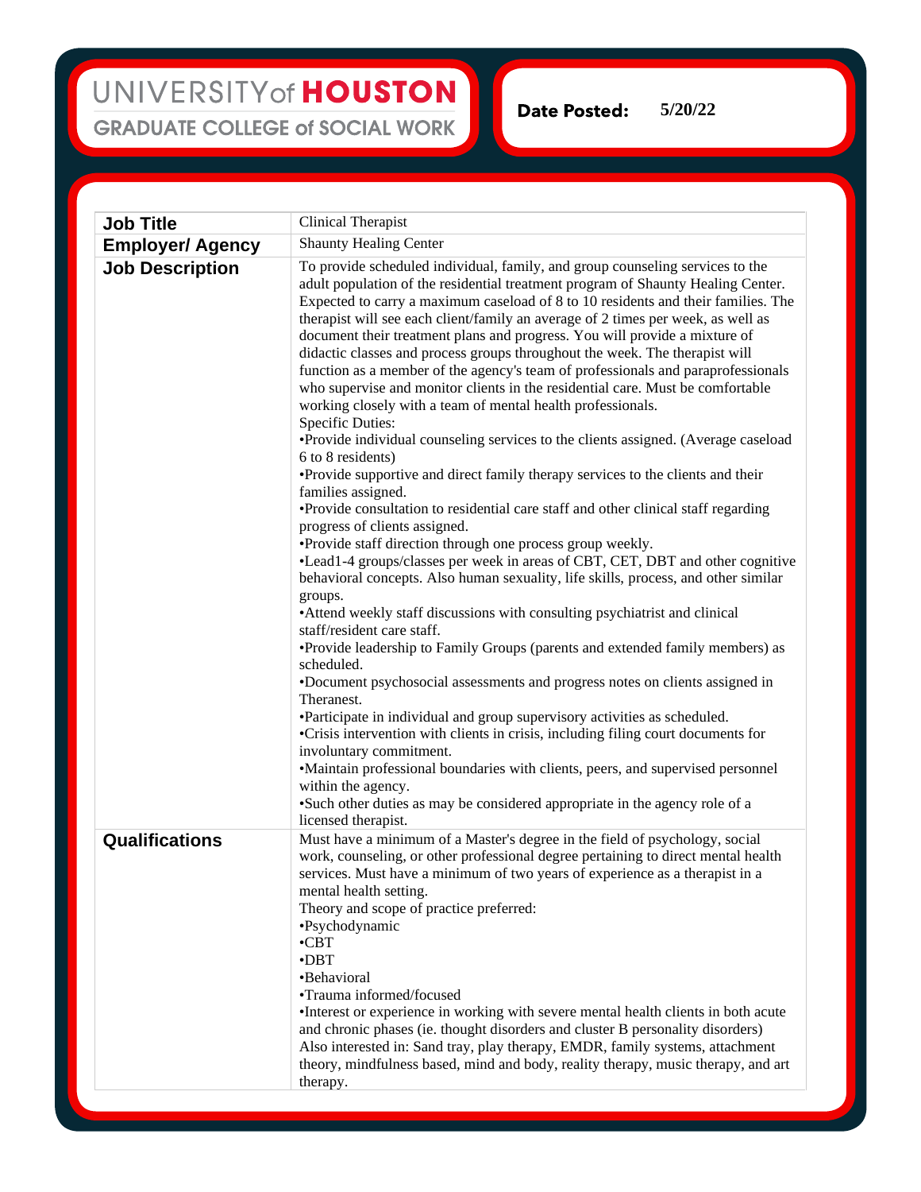UNIVERSITY of **HOUSTON**

GRADUATE COLLEGE of SOCIAL WORK

**Date Posted:** 5/20/22

| | |
|---|---|
| **Job Title** | Clinical Therapist |
| **Employer/ Agency** | Shaunty Healing Center |
| **Job Description** | To provide scheduled individual, family, and group counseling services to the adult population of the residential treatment program of Shaunty Healing Center. Expected to carry a maximum caseload of 8 to 10 residents and their families. The therapist will see each client/family an average of 2 times per week, as well as document their treatment plans and progress. You will provide a mixture of didactic classes and process groups throughout the week. The therapist will function as a member of the agency's team of professionals and paraprofessionals who supervise and monitor clients in the residential care. Must be comfortable working closely with a team of mental health professionals.<br>Specific Duties:<br>•Provide individual counseling services to the clients assigned. (Average caseload 6 to 8 residents)<br>•Provide supportive and direct family therapy services to the clients and their families assigned.<br>•Provide consultation to residential care staff and other clinical staff regarding progress of clients assigned.<br>•Provide staff direction through one process group weekly.<br>•Lead1-4 groups/classes per week in areas of CBT, CET, DBT and other cognitive behavioral concepts. Also human sexuality, life skills, process, and other similar groups.<br>•Attend weekly staff discussions with consulting psychiatrist and clinical staff/resident care staff.<br>•Provide leadership to Family Groups (parents and extended family members) as scheduled.<br>•Document psychosocial assessments and progress notes on clients assigned in Theranest.<br>•Participate in individual and group supervisory activities as scheduled.<br>•Crisis intervention with clients in crisis, including filing court documents for involuntary commitment.<br>•Maintain professional boundaries with clients, peers, and supervised personnel within the agency.<br>•Such other duties as may be considered appropriate in the agency role of a licensed therapist. |
| **Qualifications** | Must have a minimum of a Master's degree in the field of psychology, social work, counseling, or other professional degree pertaining to direct mental health services. Must have a minimum of two years of experience as a therapist in a mental health setting.<br>Theory and scope of practice preferred:<br>•Psychodynamic<br>•CBT<br>•DBT<br>•Behavioral<br>•Trauma informed/focused<br>•Interest or experience in working with severe mental health clients in both acute and chronic phases (ie. thought disorders and cluster B personality disorders)<br>Also interested in: Sand tray, play therapy, EMDR, family systems, attachment theory, mindfulness based, mind and body, reality therapy, music therapy, and art therapy. |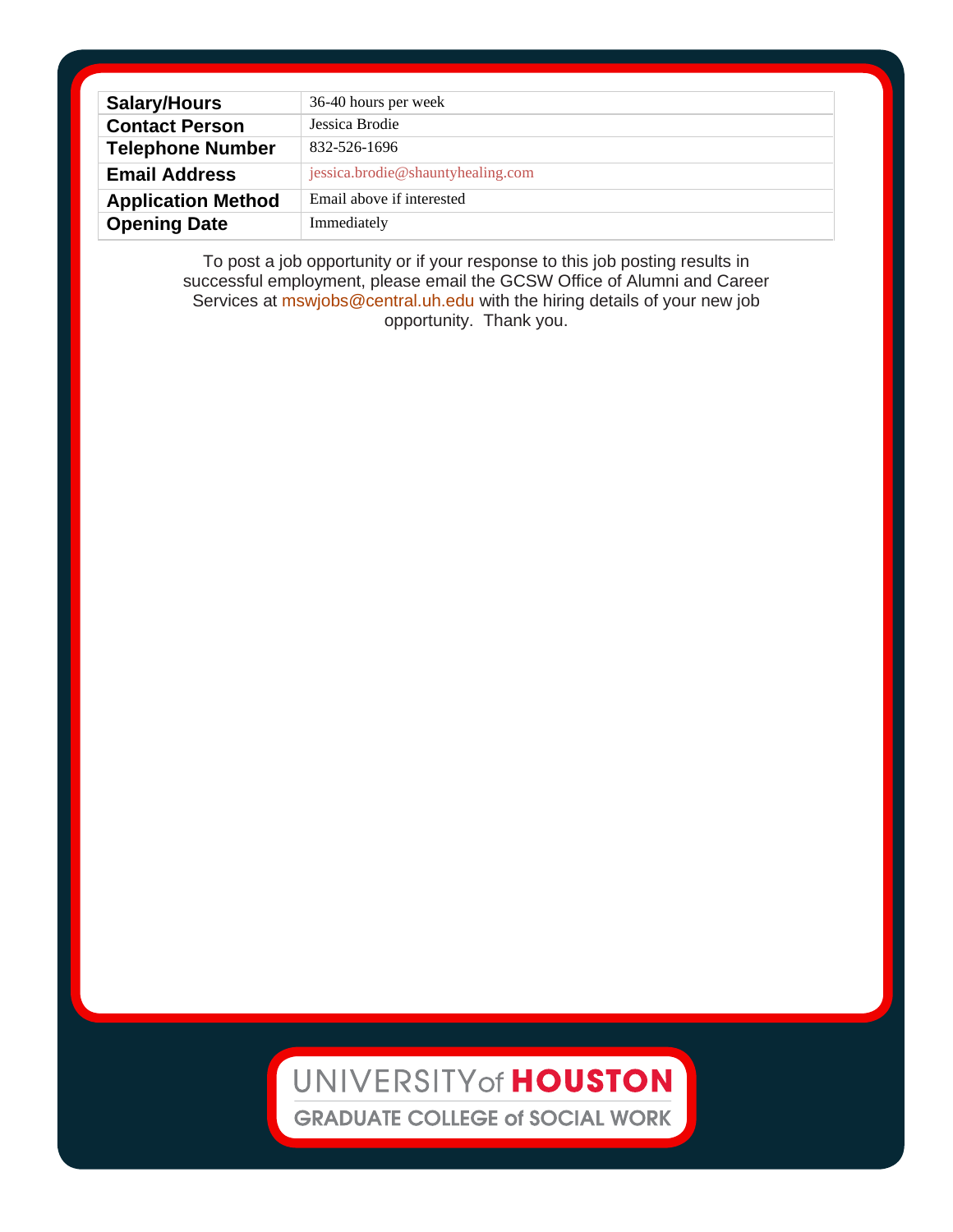| | |
|---|---|
| **Salary/Hours** | 36-40 hours per week |
| **Contact Person** | Jessica Brodie |
| **Telephone Number** | 832-526-1696 |
| **Email Address** | jessica.brodie@shauntyhealing.com |
| **Application Method** | Email above if interested |
| **Opening Date** | Immediately |

To post a job opportunity or if your response to this job posting results in successful employment, please email the GCSW Office of Alumni and Career Services at mswjobs@central.uh.edu with the hiring details of your new job opportunity. Thank you.

UNIVERSITY of HOUSTON
GRADUATE COLLEGE of SOCIAL WORK